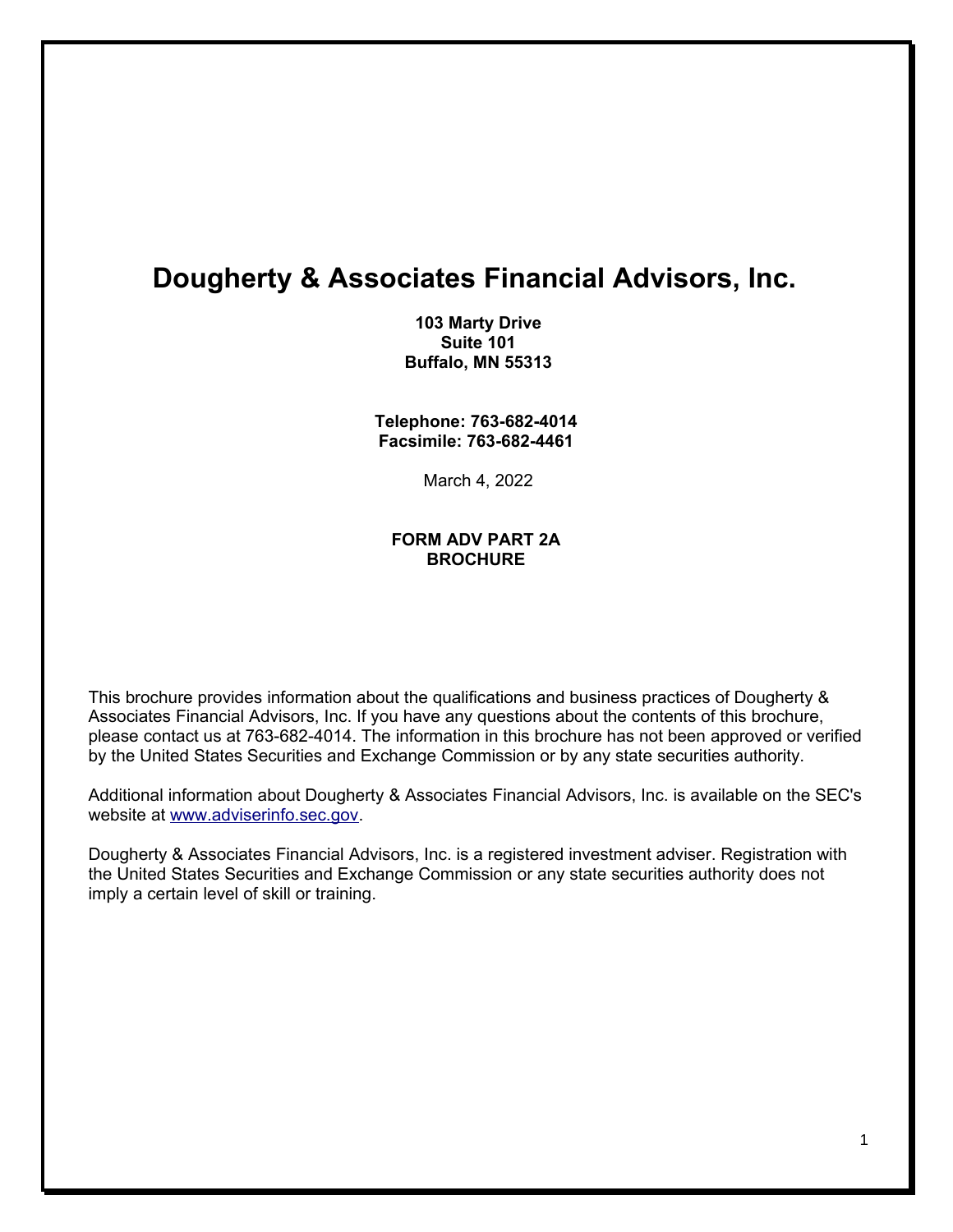# Dougherty & Associates Financial Advisors, Inc.

**103 Marty Drive**
**Suite 101**
**Buffalo, MN 55313**

**Telephone: 763-682-4014**
**Facsimile: 763-682-4461**

March 4, 2022

**FORM ADV PART 2A**
**BROCHURE**

This brochure provides information about the qualifications and business practices of Dougherty & Associates Financial Advisors, Inc. If you have any questions about the contents of this brochure, please contact us at 763-682-4014. The information in this brochure has not been approved or verified by the United States Securities and Exchange Commission or by any state securities authority.

Additional information about Dougherty & Associates Financial Advisors, Inc. is available on the SEC's website at www.adviserinfo.sec.gov.

Dougherty & Associates Financial Advisors, Inc. is a registered investment adviser. Registration with the United States Securities and Exchange Commission or any state securities authority does not imply a certain level of skill or training.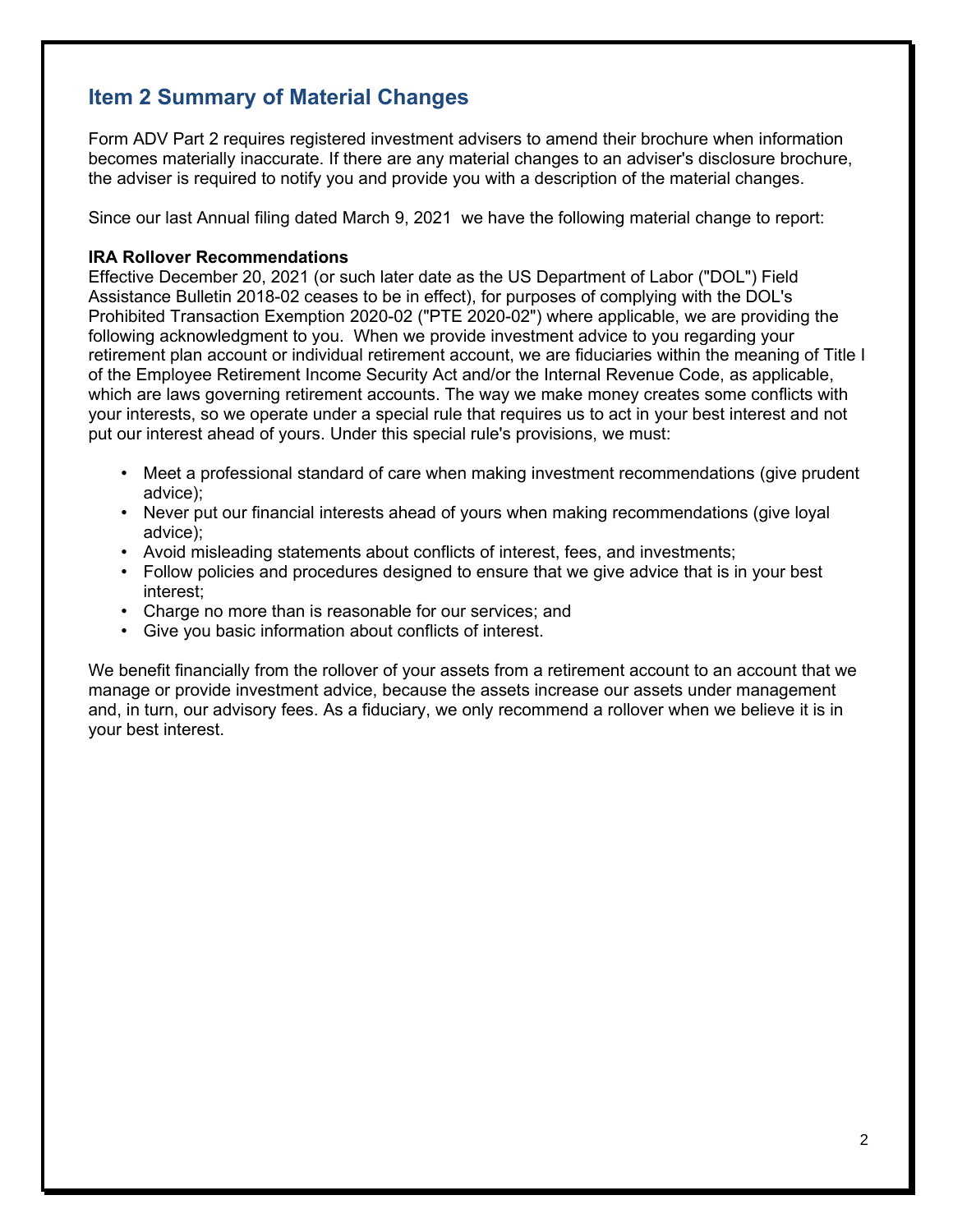## Item 2 Summary of Material Changes

Form ADV Part 2 requires registered investment advisers to amend their brochure when information becomes materially inaccurate. If there are any material changes to an adviser's disclosure brochure, the adviser is required to notify you and provide you with a description of the material changes.

Since our last Annual filing dated March 9, 2021 we have the following material change to report:

**IRA Rollover Recommendations**
Effective December 20, 2021 (or such later date as the US Department of Labor ("DOL") Field Assistance Bulletin 2018-02 ceases to be in effect), for purposes of complying with the DOL's Prohibited Transaction Exemption 2020-02 ("PTE 2020-02") where applicable, we are providing the following acknowledgment to you. When we provide investment advice to you regarding your retirement plan account or individual retirement account, we are fiduciaries within the meaning of Title I of the Employee Retirement Income Security Act and/or the Internal Revenue Code, as applicable, which are laws governing retirement accounts. The way we make money creates some conflicts with your interests, so we operate under a special rule that requires us to act in your best interest and not put our interest ahead of yours. Under this special rule's provisions, we must:

- Meet a professional standard of care when making investment recommendations (give prudent advice);
- Never put our financial interests ahead of yours when making recommendations (give loyal advice);
- Avoid misleading statements about conflicts of interest, fees, and investments;
- Follow policies and procedures designed to ensure that we give advice that is in your best interest;
- Charge no more than is reasonable for our services; and
- Give you basic information about conflicts of interest.

We benefit financially from the rollover of your assets from a retirement account to an account that we manage or provide investment advice, because the assets increase our assets under management and, in turn, our advisory fees. As a fiduciary, we only recommend a rollover when we believe it is in your best interest.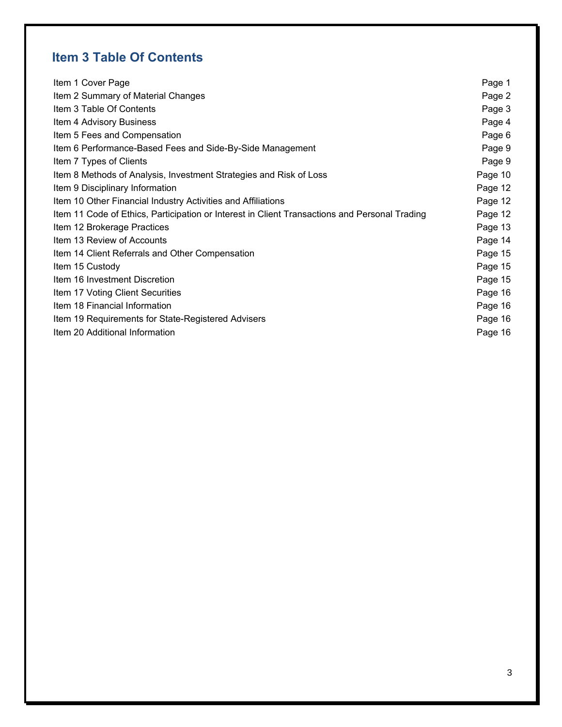## Item 3 Table Of Contents

| | |
|---|---|
| Item 1 Cover Page | Page 1 |
| Item 2 Summary of Material Changes | Page 2 |
| Item 3 Table Of Contents | Page 3 |
| Item 4 Advisory Business | Page 4 |
| Item 5 Fees and Compensation | Page 6 |
| Item 6 Performance-Based Fees and Side-By-Side Management | Page 9 |
| Item 7 Types of Clients | Page 9 |
| Item 8 Methods of Analysis, Investment Strategies and Risk of Loss | Page 10 |
| Item 9 Disciplinary Information | Page 12 |
| Item 10 Other Financial Industry Activities and Affiliations | Page 12 |
| Item 11 Code of Ethics, Participation or Interest in Client Transactions and Personal Trading | Page 12 |
| Item 12 Brokerage Practices | Page 13 |
| Item 13 Review of Accounts | Page 14 |
| Item 14 Client Referrals and Other Compensation | Page 15 |
| Item 15 Custody | Page 15 |
| Item 16 Investment Discretion | Page 15 |
| Item 17 Voting Client Securities | Page 16 |
| Item 18 Financial Information | Page 16 |
| Item 19 Requirements for State-Registered Advisers | Page 16 |
| Item 20 Additional Information | Page 16 |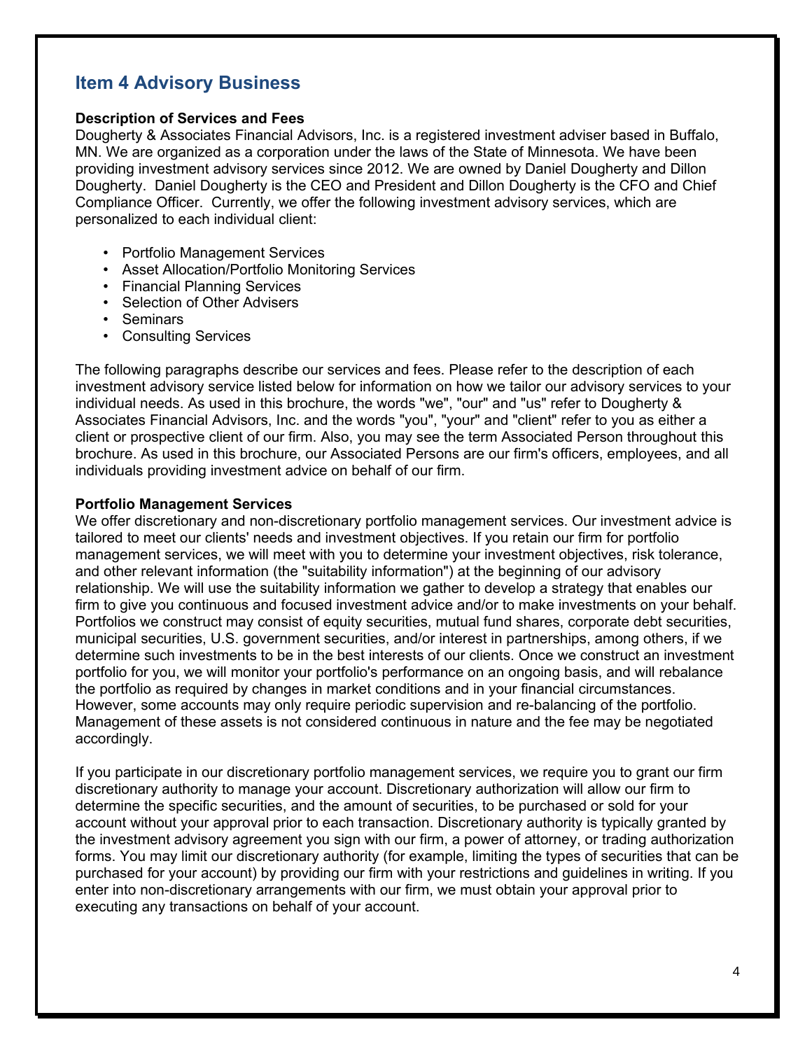## Item 4 Advisory Business

**Description of Services and Fees**

Dougherty & Associates Financial Advisors, Inc. is a registered investment adviser based in Buffalo, MN. We are organized as a corporation under the laws of the State of Minnesota. We have been providing investment advisory services since 2012. We are owned by Daniel Dougherty and Dillon Dougherty. Daniel Dougherty is the CEO and President and Dillon Dougherty is the CFO and Chief Compliance Officer. Currently, we offer the following investment advisory services, which are personalized to each individual client:

- Portfolio Management Services
- Asset Allocation/Portfolio Monitoring Services
- Financial Planning Services
- Selection of Other Advisers
- Seminars
- Consulting Services

The following paragraphs describe our services and fees. Please refer to the description of each investment advisory service listed below for information on how we tailor our advisory services to your individual needs. As used in this brochure, the words "we", "our" and "us" refer to Dougherty & Associates Financial Advisors, Inc. and the words "you", "your" and "client" refer to you as either a client or prospective client of our firm. Also, you may see the term Associated Person throughout this brochure. As used in this brochure, our Associated Persons are our firm's officers, employees, and all individuals providing investment advice on behalf of our firm.

**Portfolio Management Services**

We offer discretionary and non-discretionary portfolio management services. Our investment advice is tailored to meet our clients' needs and investment objectives. If you retain our firm for portfolio management services, we will meet with you to determine your investment objectives, risk tolerance, and other relevant information (the "suitability information") at the beginning of our advisory relationship. We will use the suitability information we gather to develop a strategy that enables our firm to give you continuous and focused investment advice and/or to make investments on your behalf. Portfolios we construct may consist of equity securities, mutual fund shares, corporate debt securities, municipal securities, U.S. government securities, and/or interest in partnerships, among others, if we determine such investments to be in the best interests of our clients. Once we construct an investment portfolio for you, we will monitor your portfolio's performance on an ongoing basis, and will rebalance the portfolio as required by changes in market conditions and in your financial circumstances. However, some accounts may only require periodic supervision and re-balancing of the portfolio. Management of these assets is not considered continuous in nature and the fee may be negotiated accordingly.

If you participate in our discretionary portfolio management services, we require you to grant our firm discretionary authority to manage your account. Discretionary authorization will allow our firm to determine the specific securities, and the amount of securities, to be purchased or sold for your account without your approval prior to each transaction. Discretionary authority is typically granted by the investment advisory agreement you sign with our firm, a power of attorney, or trading authorization forms. You may limit our discretionary authority (for example, limiting the types of securities that can be purchased for your account) by providing our firm with your restrictions and guidelines in writing. If you enter into non-discretionary arrangements with our firm, we must obtain your approval prior to executing any transactions on behalf of your account.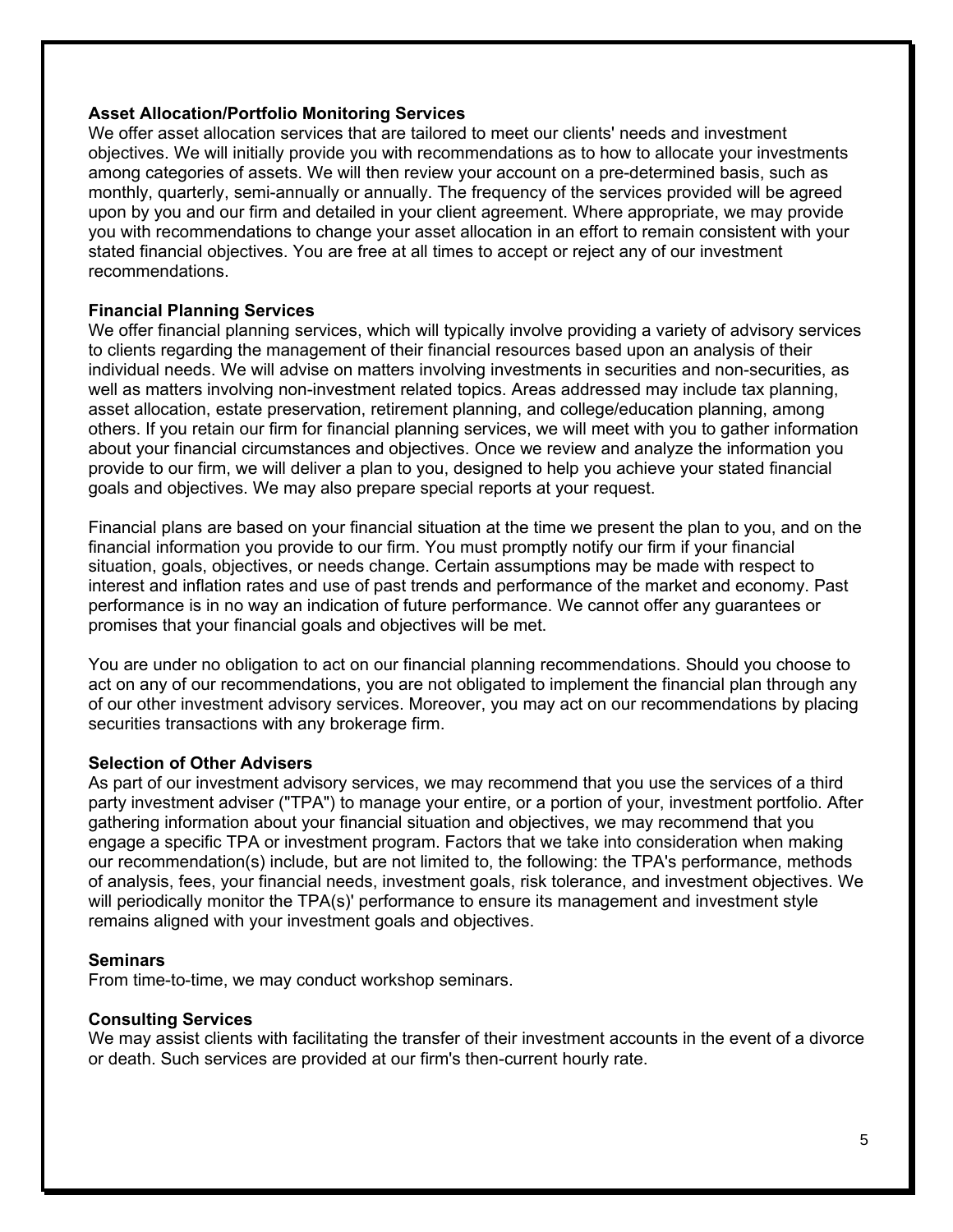**Asset Allocation/Portfolio Monitoring Services**

We offer asset allocation services that are tailored to meet our clients' needs and investment objectives. We will initially provide you with recommendations as to how to allocate your investments among categories of assets. We will then review your account on a pre-determined basis, such as monthly, quarterly, semi-annually or annually. The frequency of the services provided will be agreed upon by you and our firm and detailed in your client agreement. Where appropriate, we may provide you with recommendations to change your asset allocation in an effort to remain consistent with your stated financial objectives. You are free at all times to accept or reject any of our investment recommendations.

**Financial Planning Services**

We offer financial planning services, which will typically involve providing a variety of advisory services to clients regarding the management of their financial resources based upon an analysis of their individual needs. We will advise on matters involving investments in securities and non-securities, as well as matters involving non-investment related topics. Areas addressed may include tax planning, asset allocation, estate preservation, retirement planning, and college/education planning, among others. If you retain our firm for financial planning services, we will meet with you to gather information about your financial circumstances and objectives. Once we review and analyze the information you provide to our firm, we will deliver a plan to you, designed to help you achieve your stated financial goals and objectives. We may also prepare special reports at your request.

Financial plans are based on your financial situation at the time we present the plan to you, and on the financial information you provide to our firm. You must promptly notify our firm if your financial situation, goals, objectives, or needs change. Certain assumptions may be made with respect to interest and inflation rates and use of past trends and performance of the market and economy. Past performance is in no way an indication of future performance. We cannot offer any guarantees or promises that your financial goals and objectives will be met.

You are under no obligation to act on our financial planning recommendations. Should you choose to act on any of our recommendations, you are not obligated to implement the financial plan through any of our other investment advisory services. Moreover, you may act on our recommendations by placing securities transactions with any brokerage firm.

**Selection of Other Advisers**

As part of our investment advisory services, we may recommend that you use the services of a third party investment adviser ("TPA") to manage your entire, or a portion of your, investment portfolio. After gathering information about your financial situation and objectives, we may recommend that you engage a specific TPA or investment program. Factors that we take into consideration when making our recommendation(s) include, but are not limited to, the following: the TPA's performance, methods of analysis, fees, your financial needs, investment goals, risk tolerance, and investment objectives. We will periodically monitor the TPA(s)' performance to ensure its management and investment style remains aligned with your investment goals and objectives.

**Seminars**

From time-to-time, we may conduct workshop seminars.

**Consulting Services**

We may assist clients with facilitating the transfer of their investment accounts in the event of a divorce or death. Such services are provided at our firm's then-current hourly rate.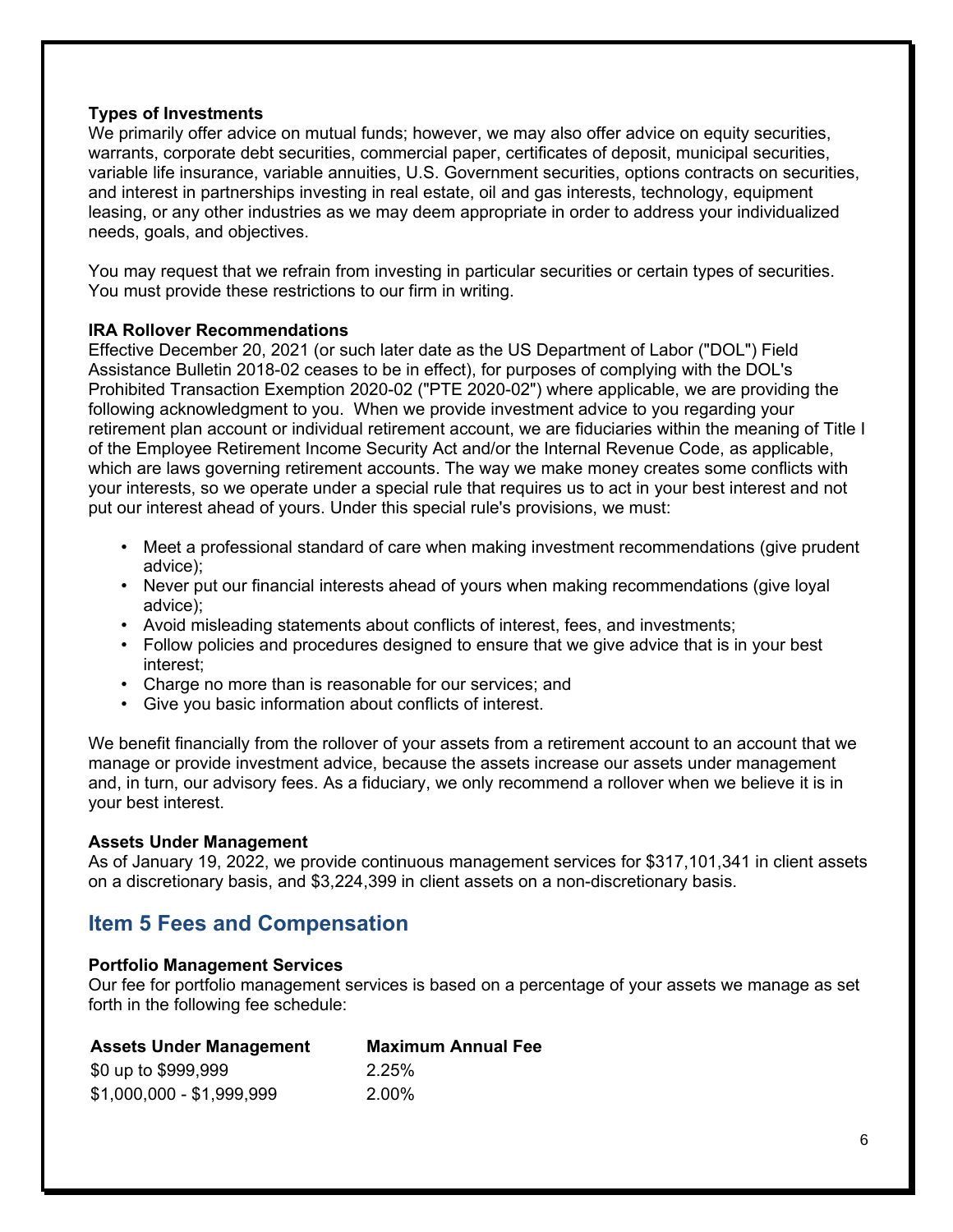**Types of Investments**
We primarily offer advice on mutual funds; however, we may also offer advice on equity securities, warrants, corporate debt securities, commercial paper, certificates of deposit, municipal securities, variable life insurance, variable annuities, U.S. Government securities, options contracts on securities, and interest in partnerships investing in real estate, oil and gas interests, technology, equipment leasing, or any other industries as we may deem appropriate in order to address your individualized needs, goals, and objectives.

You may request that we refrain from investing in particular securities or certain types of securities. You must provide these restrictions to our firm in writing.

**IRA Rollover Recommendations**
Effective December 20, 2021 (or such later date as the US Department of Labor ("DOL") Field Assistance Bulletin 2018-02 ceases to be in effect), for purposes of complying with the DOL's Prohibited Transaction Exemption 2020-02 ("PTE 2020-02") where applicable, we are providing the following acknowledgment to you. When we provide investment advice to you regarding your retirement plan account or individual retirement account, we are fiduciaries within the meaning of Title I of the Employee Retirement Income Security Act and/or the Internal Revenue Code, as applicable, which are laws governing retirement accounts. The way we make money creates some conflicts with your interests, so we operate under a special rule that requires us to act in your best interest and not put our interest ahead of yours. Under this special rule's provisions, we must:

- Meet a professional standard of care when making investment recommendations (give prudent advice);
- Never put our financial interests ahead of yours when making recommendations (give loyal advice);
- Avoid misleading statements about conflicts of interest, fees, and investments;
- Follow policies and procedures designed to ensure that we give advice that is in your best interest;
- Charge no more than is reasonable for our services; and
- Give you basic information about conflicts of interest.

We benefit financially from the rollover of your assets from a retirement account to an account that we manage or provide investment advice, because the assets increase our assets under management and, in turn, our advisory fees. As a fiduciary, we only recommend a rollover when we believe it is in your best interest.

**Assets Under Management**
As of January 19, 2022, we provide continuous management services for $317,101,341 in client assets on a discretionary basis, and $3,224,399 in client assets on a non-discretionary basis.

## Item 5 Fees and Compensation

**Portfolio Management Services**
Our fee for portfolio management services is based on a percentage of your assets we manage as set forth in the following fee schedule:

| Assets Under Management | Maximum Annual Fee |
|---|---|
| $0 up to $999,999 | 2.25% |
| $1,000,000 - $1,999,999 | 2.00% |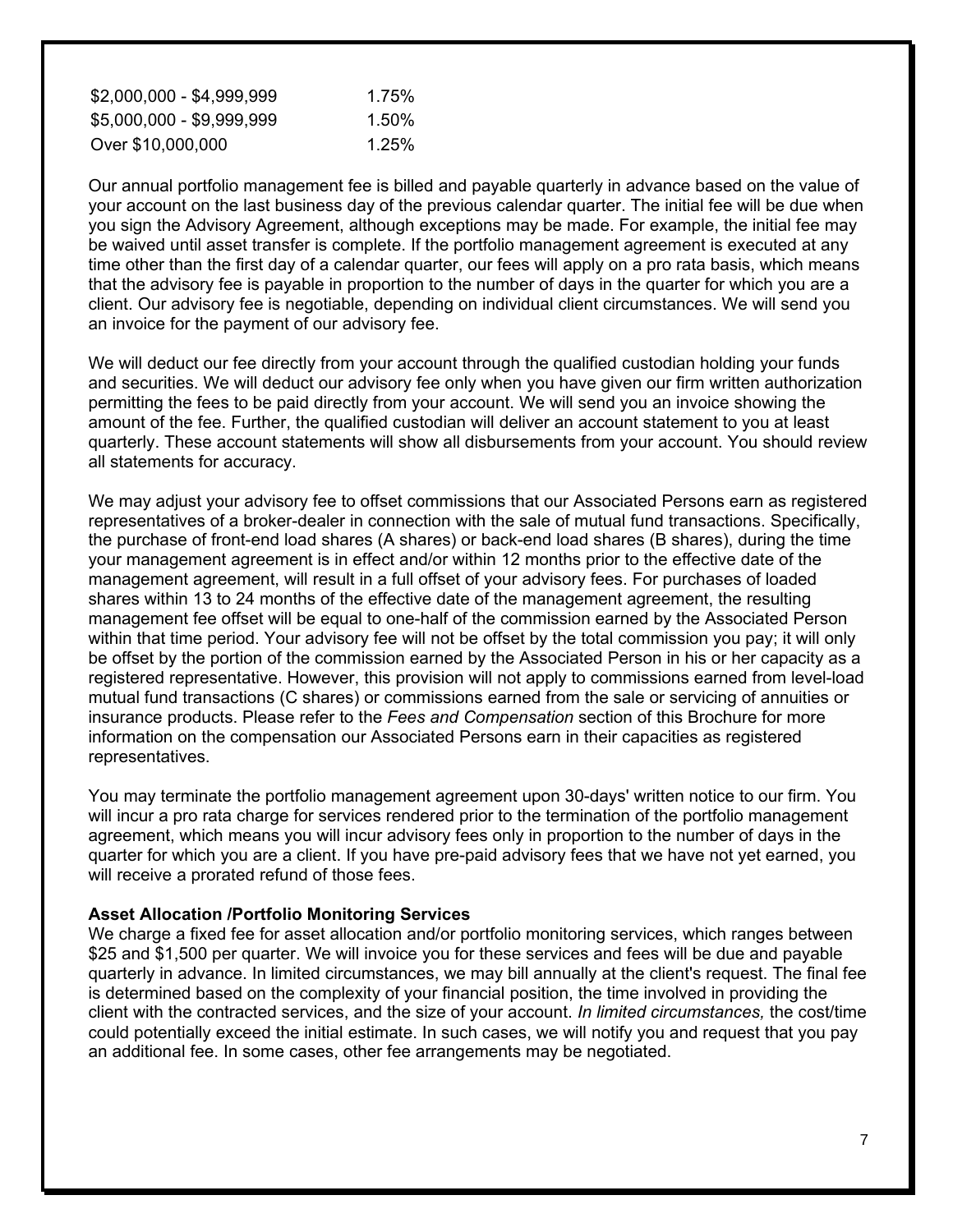| | |
|---|---|
| $2,000,000 - $4,999,999 | 1.75% |
| $5,000,000 - $9,999,999 | 1.50% |
| Over $10,000,000 | 1.25% |

Our annual portfolio management fee is billed and payable quarterly in advance based on the value of your account on the last business day of the previous calendar quarter. The initial fee will be due when you sign the Advisory Agreement, although exceptions may be made. For example, the initial fee may be waived until asset transfer is complete. If the portfolio management agreement is executed at any time other than the first day of a calendar quarter, our fees will apply on a pro rata basis, which means that the advisory fee is payable in proportion to the number of days in the quarter for which you are a client. Our advisory fee is negotiable, depending on individual client circumstances. We will send you an invoice for the payment of our advisory fee.

We will deduct our fee directly from your account through the qualified custodian holding your funds and securities. We will deduct our advisory fee only when you have given our firm written authorization permitting the fees to be paid directly from your account. We will send you an invoice showing the amount of the fee. Further, the qualified custodian will deliver an account statement to you at least quarterly. These account statements will show all disbursements from your account. You should review all statements for accuracy.

We may adjust your advisory fee to offset commissions that our Associated Persons earn as registered representatives of a broker-dealer in connection with the sale of mutual fund transactions. Specifically, the purchase of front-end load shares (A shares) or back-end load shares (B shares), during the time your management agreement is in effect and/or within 12 months prior to the effective date of the management agreement, will result in a full offset of your advisory fees. For purchases of loaded shares within 13 to 24 months of the effective date of the management agreement, the resulting management fee offset will be equal to one-half of the commission earned by the Associated Person within that time period. Your advisory fee will not be offset by the total commission you pay; it will only be offset by the portion of the commission earned by the Associated Person in his or her capacity as a registered representative. However, this provision will not apply to commissions earned from level-load mutual fund transactions (C shares) or commissions earned from the sale or servicing of annuities or insurance products. Please refer to the *Fees and Compensation* section of this Brochure for more information on the compensation our Associated Persons earn in their capacities as registered representatives.

You may terminate the portfolio management agreement upon 30-days' written notice to our firm. You will incur a pro rata charge for services rendered prior to the termination of the portfolio management agreement, which means you will incur advisory fees only in proportion to the number of days in the quarter for which you are a client. If you have pre-paid advisory fees that we have not yet earned, you will receive a prorated refund of those fees.

**Asset Allocation /Portfolio Monitoring Services**

We charge a fixed fee for asset allocation and/or portfolio monitoring services, which ranges between $25 and $1,500 per quarter. We will invoice you for these services and fees will be due and payable quarterly in advance. In limited circumstances, we may bill annually at the client's request. The final fee is determined based on the complexity of your financial position, the time involved in providing the client with the contracted services, and the size of your account. *In limited circumstances,* the cost/time could potentially exceed the initial estimate. In such cases, we will notify you and request that you pay an additional fee. In some cases, other fee arrangements may be negotiated.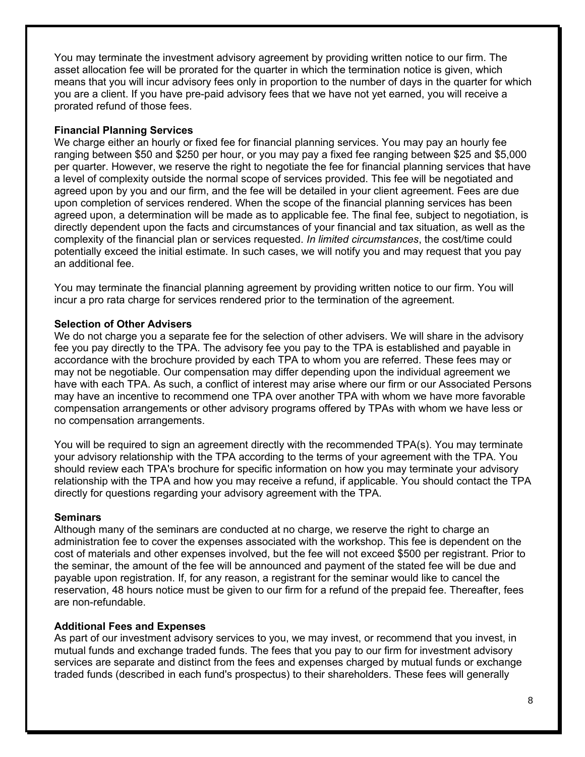You may terminate the investment advisory agreement by providing written notice to our firm. The asset allocation fee will be prorated for the quarter in which the termination notice is given, which means that you will incur advisory fees only in proportion to the number of days in the quarter for which you are a client. If you have pre-paid advisory fees that we have not yet earned, you will receive a prorated refund of those fees.

**Financial Planning Services**

We charge either an hourly or fixed fee for financial planning services. You may pay an hourly fee ranging between $50 and $250 per hour, or you may pay a fixed fee ranging between $25 and $5,000 per quarter. However, we reserve the right to negotiate the fee for financial planning services that have a level of complexity outside the normal scope of services provided. This fee will be negotiated and agreed upon by you and our firm, and the fee will be detailed in your client agreement. Fees are due upon completion of services rendered. When the scope of the financial planning services has been agreed upon, a determination will be made as to applicable fee. The final fee, subject to negotiation, is directly dependent upon the facts and circumstances of your financial and tax situation, as well as the complexity of the financial plan or services requested. *In limited circumstances*, the cost/time could potentially exceed the initial estimate. In such cases, we will notify you and may request that you pay an additional fee.

You may terminate the financial planning agreement by providing written notice to our firm. You will incur a pro rata charge for services rendered prior to the termination of the agreement.

**Selection of Other Advisers**

We do not charge you a separate fee for the selection of other advisers. We will share in the advisory fee you pay directly to the TPA. The advisory fee you pay to the TPA is established and payable in accordance with the brochure provided by each TPA to whom you are referred. These fees may or may not be negotiable. Our compensation may differ depending upon the individual agreement we have with each TPA. As such, a conflict of interest may arise where our firm or our Associated Persons may have an incentive to recommend one TPA over another TPA with whom we have more favorable compensation arrangements or other advisory programs offered by TPAs with whom we have less or no compensation arrangements.

You will be required to sign an agreement directly with the recommended TPA(s). You may terminate your advisory relationship with the TPA according to the terms of your agreement with the TPA. You should review each TPA's brochure for specific information on how you may terminate your advisory relationship with the TPA and how you may receive a refund, if applicable. You should contact the TPA directly for questions regarding your advisory agreement with the TPA.

**Seminars**

Although many of the seminars are conducted at no charge, we reserve the right to charge an administration fee to cover the expenses associated with the workshop. This fee is dependent on the cost of materials and other expenses involved, but the fee will not exceed $500 per registrant. Prior to the seminar, the amount of the fee will be announced and payment of the stated fee will be due and payable upon registration. If, for any reason, a registrant for the seminar would like to cancel the reservation, 48 hours notice must be given to our firm for a refund of the prepaid fee. Thereafter, fees are non-refundable.

**Additional Fees and Expenses**

As part of our investment advisory services to you, we may invest, or recommend that you invest, in mutual funds and exchange traded funds. The fees that you pay to our firm for investment advisory services are separate and distinct from the fees and expenses charged by mutual funds or exchange traded funds (described in each fund's prospectus) to their shareholders. These fees will generally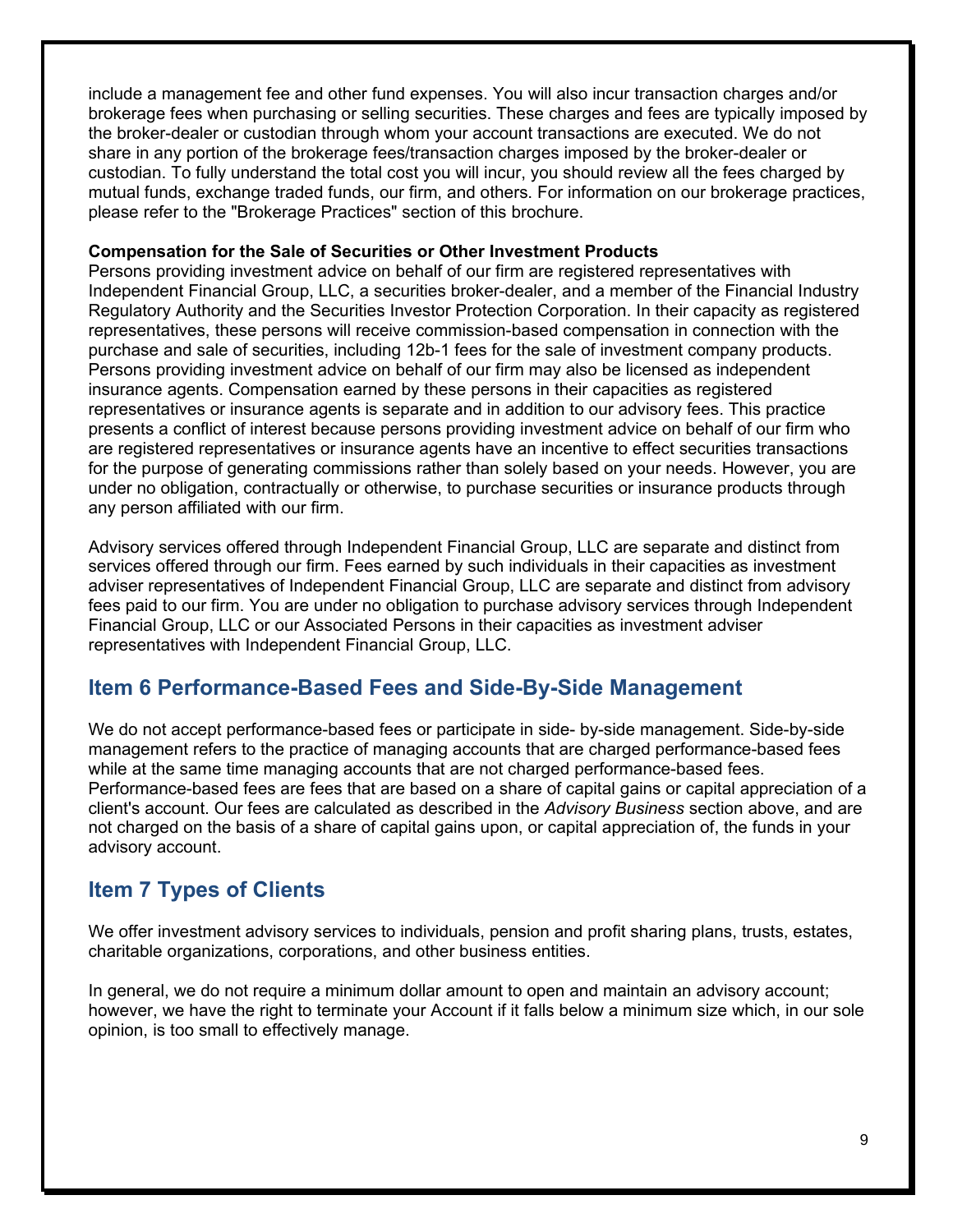include a management fee and other fund expenses. You will also incur transaction charges and/or brokerage fees when purchasing or selling securities. These charges and fees are typically imposed by the broker-dealer or custodian through whom your account transactions are executed. We do not share in any portion of the brokerage fees/transaction charges imposed by the broker-dealer or custodian. To fully understand the total cost you will incur, you should review all the fees charged by mutual funds, exchange traded funds, our firm, and others. For information on our brokerage practices, please refer to the "Brokerage Practices" section of this brochure.

**Compensation for the Sale of Securities or Other Investment Products**

Persons providing investment advice on behalf of our firm are registered representatives with Independent Financial Group, LLC, a securities broker-dealer, and a member of the Financial Industry Regulatory Authority and the Securities Investor Protection Corporation. In their capacity as registered representatives, these persons will receive commission-based compensation in connection with the purchase and sale of securities, including 12b-1 fees for the sale of investment company products. Persons providing investment advice on behalf of our firm may also be licensed as independent insurance agents. Compensation earned by these persons in their capacities as registered representatives or insurance agents is separate and in addition to our advisory fees. This practice presents a conflict of interest because persons providing investment advice on behalf of our firm who are registered representatives or insurance agents have an incentive to effect securities transactions for the purpose of generating commissions rather than solely based on your needs. However, you are under no obligation, contractually or otherwise, to purchase securities or insurance products through any person affiliated with our firm.

Advisory services offered through Independent Financial Group, LLC are separate and distinct from services offered through our firm. Fees earned by such individuals in their capacities as investment adviser representatives of Independent Financial Group, LLC are separate and distinct from advisory fees paid to our firm. You are under no obligation to purchase advisory services through Independent Financial Group, LLC or our Associated Persons in their capacities as investment adviser representatives with Independent Financial Group, LLC.

## Item 6 Performance-Based Fees and Side-By-Side Management

We do not accept performance-based fees or participate in side- by-side management. Side-by-side management refers to the practice of managing accounts that are charged performance-based fees while at the same time managing accounts that are not charged performance-based fees. Performance-based fees are fees that are based on a share of capital gains or capital appreciation of a client's account. Our fees are calculated as described in the *Advisory Business* section above, and are not charged on the basis of a share of capital gains upon, or capital appreciation of, the funds in your advisory account.

## Item 7 Types of Clients

We offer investment advisory services to individuals, pension and profit sharing plans, trusts, estates, charitable organizations, corporations, and other business entities.

In general, we do not require a minimum dollar amount to open and maintain an advisory account; however, we have the right to terminate your Account if it falls below a minimum size which, in our sole opinion, is too small to effectively manage.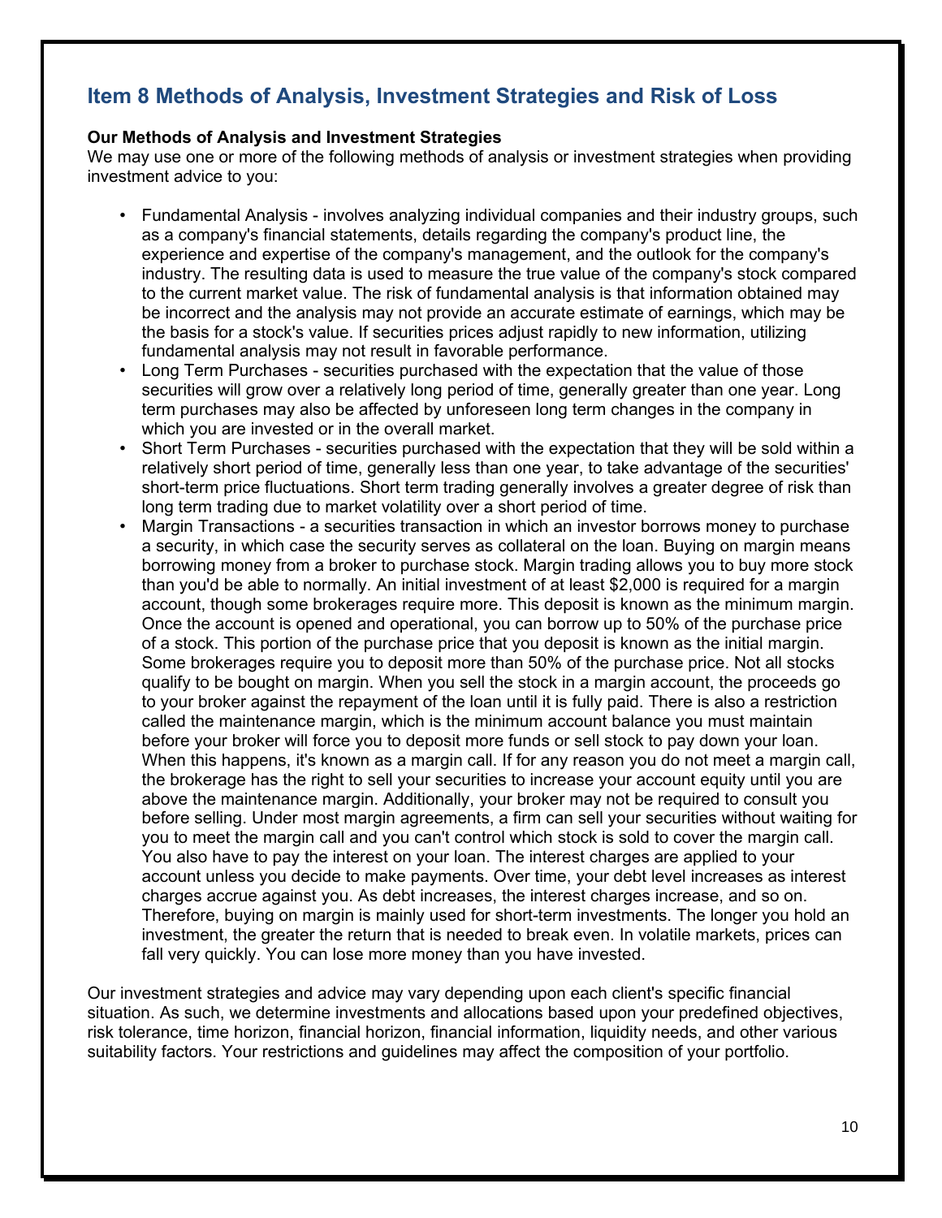## Item 8 Methods of Analysis, Investment Strategies and Risk of Loss

**Our Methods of Analysis and Investment Strategies**

We may use one or more of the following methods of analysis or investment strategies when providing investment advice to you:

- Fundamental Analysis - involves analyzing individual companies and their industry groups, such as a company's financial statements, details regarding the company's product line, the experience and expertise of the company's management, and the outlook for the company's industry. The resulting data is used to measure the true value of the company's stock compared to the current market value. The risk of fundamental analysis is that information obtained may be incorrect and the analysis may not provide an accurate estimate of earnings, which may be the basis for a stock's value. If securities prices adjust rapidly to new information, utilizing fundamental analysis may not result in favorable performance.
- Long Term Purchases - securities purchased with the expectation that the value of those securities will grow over a relatively long period of time, generally greater than one year. Long term purchases may also be affected by unforeseen long term changes in the company in which you are invested or in the overall market.
- Short Term Purchases - securities purchased with the expectation that they will be sold within a relatively short period of time, generally less than one year, to take advantage of the securities' short-term price fluctuations. Short term trading generally involves a greater degree of risk than long term trading due to market volatility over a short period of time.
- Margin Transactions - a securities transaction in which an investor borrows money to purchase a security, in which case the security serves as collateral on the loan. Buying on margin means borrowing money from a broker to purchase stock. Margin trading allows you to buy more stock than you'd be able to normally. An initial investment of at least $2,000 is required for a margin account, though some brokerages require more. This deposit is known as the minimum margin. Once the account is opened and operational, you can borrow up to 50% of the purchase price of a stock. This portion of the purchase price that you deposit is known as the initial margin. Some brokerages require you to deposit more than 50% of the purchase price. Not all stocks qualify to be bought on margin. When you sell the stock in a margin account, the proceeds go to your broker against the repayment of the loan until it is fully paid. There is also a restriction called the maintenance margin, which is the minimum account balance you must maintain before your broker will force you to deposit more funds or sell stock to pay down your loan. When this happens, it's known as a margin call. If for any reason you do not meet a margin call, the brokerage has the right to sell your securities to increase your account equity until you are above the maintenance margin. Additionally, your broker may not be required to consult you before selling. Under most margin agreements, a firm can sell your securities without waiting for you to meet the margin call and you can't control which stock is sold to cover the margin call. You also have to pay the interest on your loan. The interest charges are applied to your account unless you decide to make payments. Over time, your debt level increases as interest charges accrue against you. As debt increases, the interest charges increase, and so on. Therefore, buying on margin is mainly used for short-term investments. The longer you hold an investment, the greater the return that is needed to break even. In volatile markets, prices can fall very quickly. You can lose more money than you have invested.

Our investment strategies and advice may vary depending upon each client's specific financial situation. As such, we determine investments and allocations based upon your predefined objectives, risk tolerance, time horizon, financial horizon, financial information, liquidity needs, and other various suitability factors. Your restrictions and guidelines may affect the composition of your portfolio.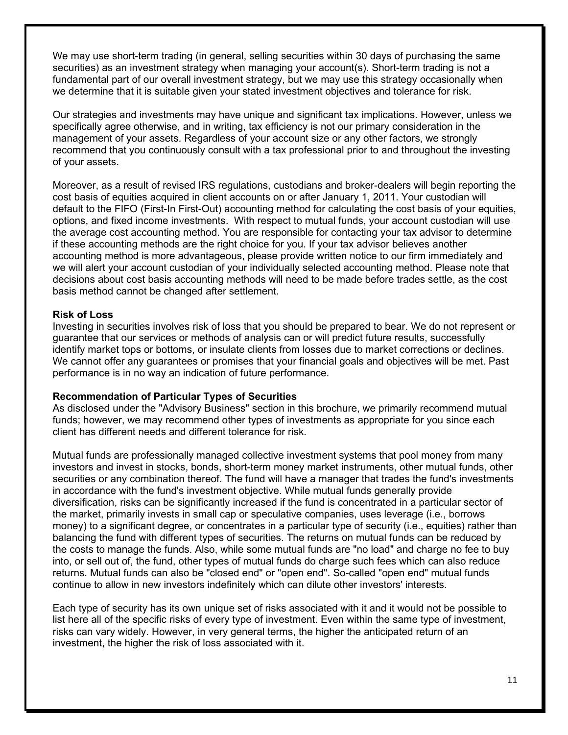We may use short-term trading (in general, selling securities within 30 days of purchasing the same securities) as an investment strategy when managing your account(s). Short-term trading is not a fundamental part of our overall investment strategy, but we may use this strategy occasionally when we determine that it is suitable given your stated investment objectives and tolerance for risk.

Our strategies and investments may have unique and significant tax implications. However, unless we specifically agree otherwise, and in writing, tax efficiency is not our primary consideration in the management of your assets. Regardless of your account size or any other factors, we strongly recommend that you continuously consult with a tax professional prior to and throughout the investing of your assets.

Moreover, as a result of revised IRS regulations, custodians and broker-dealers will begin reporting the cost basis of equities acquired in client accounts on or after January 1, 2011. Your custodian will default to the FIFO (First-In First-Out) accounting method for calculating the cost basis of your equities, options, and fixed income investments. With respect to mutual funds, your account custodian will use the average cost accounting method. You are responsible for contacting your tax advisor to determine if these accounting methods are the right choice for you. If your tax advisor believes another accounting method is more advantageous, please provide written notice to our firm immediately and we will alert your account custodian of your individually selected accounting method. Please note that decisions about cost basis accounting methods will need to be made before trades settle, as the cost basis method cannot be changed after settlement.

**Risk of Loss**

Investing in securities involves risk of loss that you should be prepared to bear. We do not represent or guarantee that our services or methods of analysis can or will predict future results, successfully identify market tops or bottoms, or insulate clients from losses due to market corrections or declines. We cannot offer any guarantees or promises that your financial goals and objectives will be met. Past performance is in no way an indication of future performance.

**Recommendation of Particular Types of Securities**

As disclosed under the "Advisory Business" section in this brochure, we primarily recommend mutual funds; however, we may recommend other types of investments as appropriate for you since each client has different needs and different tolerance for risk.

Mutual funds are professionally managed collective investment systems that pool money from many investors and invest in stocks, bonds, short-term money market instruments, other mutual funds, other securities or any combination thereof. The fund will have a manager that trades the fund's investments in accordance with the fund's investment objective. While mutual funds generally provide diversification, risks can be significantly increased if the fund is concentrated in a particular sector of the market, primarily invests in small cap or speculative companies, uses leverage (i.e., borrows money) to a significant degree, or concentrates in a particular type of security (i.e., equities) rather than balancing the fund with different types of securities. The returns on mutual funds can be reduced by the costs to manage the funds. Also, while some mutual funds are "no load" and charge no fee to buy into, or sell out of, the fund, other types of mutual funds do charge such fees which can also reduce returns. Mutual funds can also be "closed end" or "open end". So-called "open end" mutual funds continue to allow in new investors indefinitely which can dilute other investors' interests.

Each type of security has its own unique set of risks associated with it and it would not be possible to list here all of the specific risks of every type of investment. Even within the same type of investment, risks can vary widely. However, in very general terms, the higher the anticipated return of an investment, the higher the risk of loss associated with it.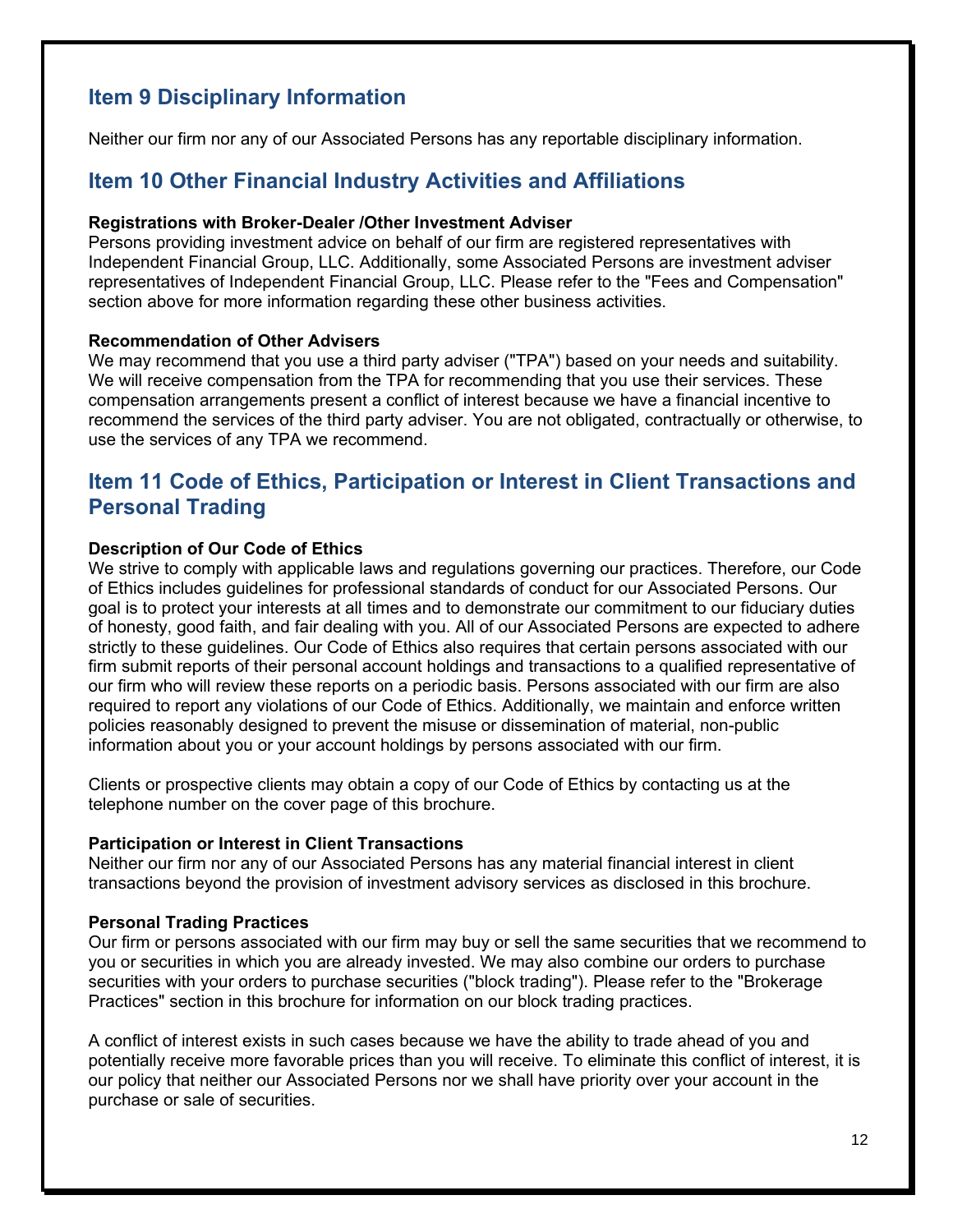## Item 9 Disciplinary Information

Neither our firm nor any of our Associated Persons has any reportable disciplinary information.

## Item 10 Other Financial Industry Activities and Affiliations

**Registrations with Broker-Dealer /Other Investment Adviser**
Persons providing investment advice on behalf of our firm are registered representatives with Independent Financial Group, LLC. Additionally, some Associated Persons are investment adviser representatives of Independent Financial Group, LLC. Please refer to the "Fees and Compensation" section above for more information regarding these other business activities.

**Recommendation of Other Advisers**
We may recommend that you use a third party adviser ("TPA") based on your needs and suitability. We will receive compensation from the TPA for recommending that you use their services. These compensation arrangements present a conflict of interest because we have a financial incentive to recommend the services of the third party adviser. You are not obligated, contractually or otherwise, to use the services of any TPA we recommend.

## Item 11 Code of Ethics, Participation or Interest in Client Transactions and Personal Trading

**Description of Our Code of Ethics**
We strive to comply with applicable laws and regulations governing our practices. Therefore, our Code of Ethics includes guidelines for professional standards of conduct for our Associated Persons. Our goal is to protect your interests at all times and to demonstrate our commitment to our fiduciary duties of honesty, good faith, and fair dealing with you. All of our Associated Persons are expected to adhere strictly to these guidelines. Our Code of Ethics also requires that certain persons associated with our firm submit reports of their personal account holdings and transactions to a qualified representative of our firm who will review these reports on a periodic basis. Persons associated with our firm are also required to report any violations of our Code of Ethics. Additionally, we maintain and enforce written policies reasonably designed to prevent the misuse or dissemination of material, non-public information about you or your account holdings by persons associated with our firm.

Clients or prospective clients may obtain a copy of our Code of Ethics by contacting us at the telephone number on the cover page of this brochure.

**Participation or Interest in Client Transactions**
Neither our firm nor any of our Associated Persons has any material financial interest in client transactions beyond the provision of investment advisory services as disclosed in this brochure.

**Personal Trading Practices**
Our firm or persons associated with our firm may buy or sell the same securities that we recommend to you or securities in which you are already invested. We may also combine our orders to purchase securities with your orders to purchase securities ("block trading"). Please refer to the "Brokerage Practices" section in this brochure for information on our block trading practices.

A conflict of interest exists in such cases because we have the ability to trade ahead of you and potentially receive more favorable prices than you will receive. To eliminate this conflict of interest, it is our policy that neither our Associated Persons nor we shall have priority over your account in the purchase or sale of securities.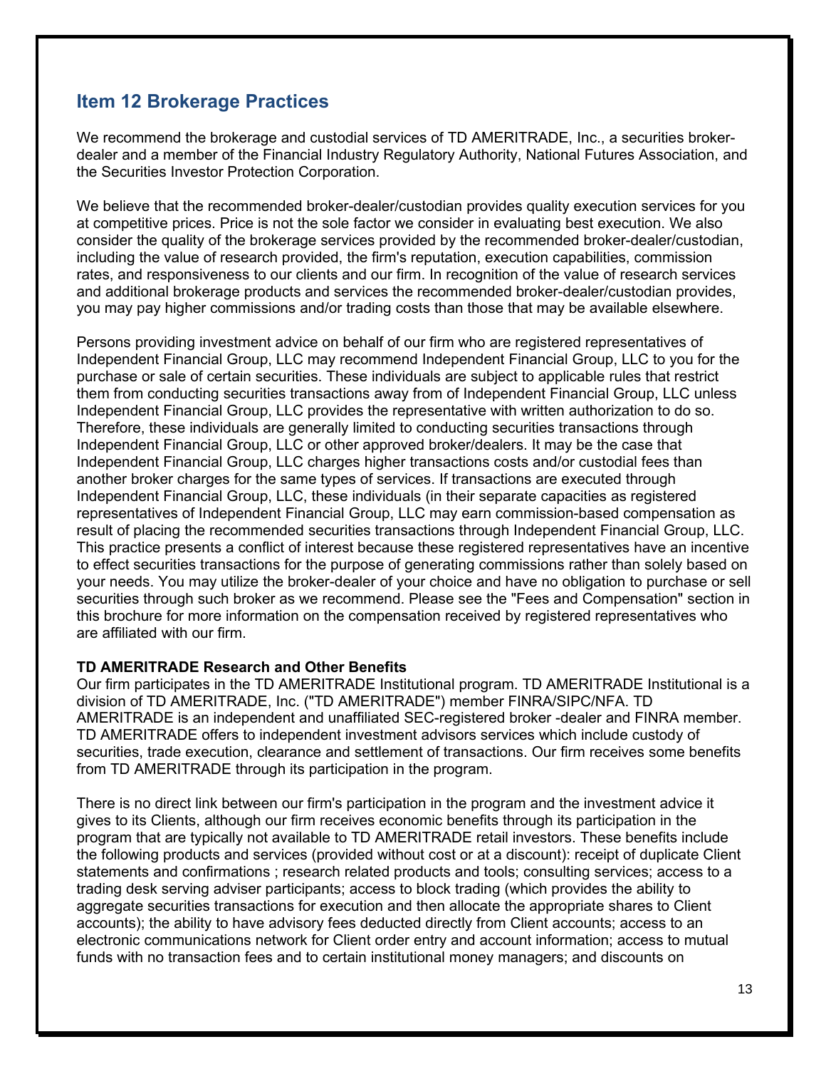## Item 12 Brokerage Practices

We recommend the brokerage and custodial services of TD AMERITRADE, Inc., a securities broker-dealer and a member of the Financial Industry Regulatory Authority, National Futures Association, and the Securities Investor Protection Corporation.

We believe that the recommended broker-dealer/custodian provides quality execution services for you at competitive prices. Price is not the sole factor we consider in evaluating best execution. We also consider the quality of the brokerage services provided by the recommended broker-dealer/custodian, including the value of research provided, the firm's reputation, execution capabilities, commission rates, and responsiveness to our clients and our firm. In recognition of the value of research services and additional brokerage products and services the recommended broker-dealer/custodian provides, you may pay higher commissions and/or trading costs than those that may be available elsewhere.

Persons providing investment advice on behalf of our firm who are registered representatives of Independent Financial Group, LLC may recommend Independent Financial Group, LLC to you for the purchase or sale of certain securities. These individuals are subject to applicable rules that restrict them from conducting securities transactions away from of Independent Financial Group, LLC unless Independent Financial Group, LLC provides the representative with written authorization to do so. Therefore, these individuals are generally limited to conducting securities transactions through Independent Financial Group, LLC or other approved broker/dealers. It may be the case that Independent Financial Group, LLC charges higher transactions costs and/or custodial fees than another broker charges for the same types of services. If transactions are executed through Independent Financial Group, LLC, these individuals (in their separate capacities as registered representatives of Independent Financial Group, LLC may earn commission-based compensation as result of placing the recommended securities transactions through Independent Financial Group, LLC. This practice presents a conflict of interest because these registered representatives have an incentive to effect securities transactions for the purpose of generating commissions rather than solely based on your needs. You may utilize the broker-dealer of your choice and have no obligation to purchase or sell securities through such broker as we recommend. Please see the "Fees and Compensation" section in this brochure for more information on the compensation received by registered representatives who are affiliated with our firm.

**TD AMERITRADE Research and Other Benefits**

Our firm participates in the TD AMERITRADE Institutional program. TD AMERITRADE Institutional is a division of TD AMERITRADE, Inc. ("TD AMERITRADE") member FINRA/SIPC/NFA. TD AMERITRADE is an independent and unaffiliated SEC-registered broker -dealer and FINRA member. TD AMERITRADE offers to independent investment advisors services which include custody of securities, trade execution, clearance and settlement of transactions. Our firm receives some benefits from TD AMERITRADE through its participation in the program.

There is no direct link between our firm's participation in the program and the investment advice it gives to its Clients, although our firm receives economic benefits through its participation in the program that are typically not available to TD AMERITRADE retail investors. These benefits include the following products and services (provided without cost or at a discount): receipt of duplicate Client statements and confirmations ; research related products and tools; consulting services; access to a trading desk serving adviser participants; access to block trading (which provides the ability to aggregate securities transactions for execution and then allocate the appropriate shares to Client accounts); the ability to have advisory fees deducted directly from Client accounts; access to an electronic communications network for Client order entry and account information; access to mutual funds with no transaction fees and to certain institutional money managers; and discounts on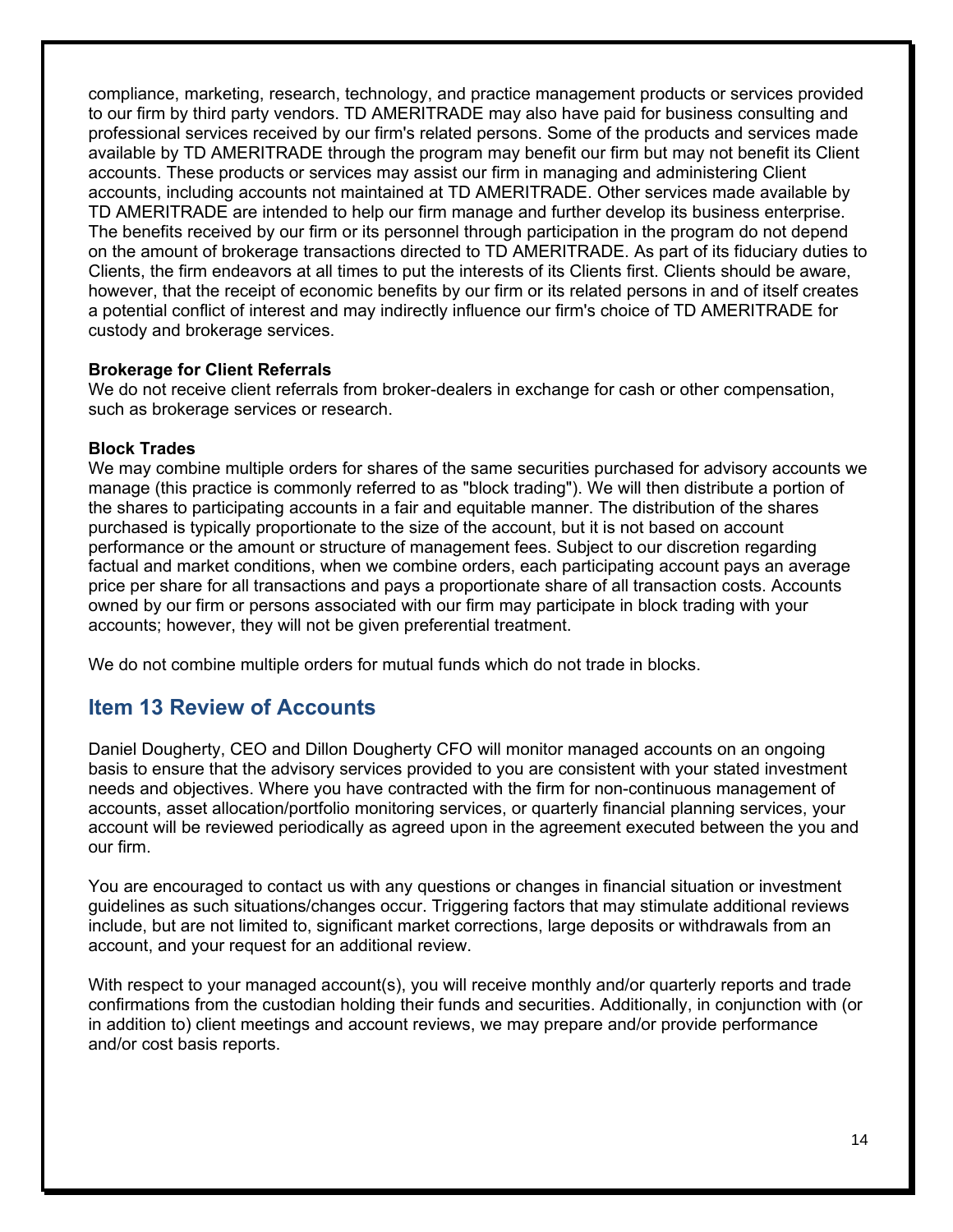compliance, marketing, research, technology, and practice management products or services provided to our firm by third party vendors. TD AMERITRADE may also have paid for business consulting and professional services received by our firm's related persons. Some of the products and services made available by TD AMERITRADE through the program may benefit our firm but may not benefit its Client accounts. These products or services may assist our firm in managing and administering Client accounts, including accounts not maintained at TD AMERITRADE. Other services made available by TD AMERITRADE are intended to help our firm manage and further develop its business enterprise. The benefits received by our firm or its personnel through participation in the program do not depend on the amount of brokerage transactions directed to TD AMERITRADE. As part of its fiduciary duties to Clients, the firm endeavors at all times to put the interests of its Clients first. Clients should be aware, however, that the receipt of economic benefits by our firm or its related persons in and of itself creates a potential conflict of interest and may indirectly influence our firm's choice of TD AMERITRADE for custody and brokerage services.

**Brokerage for Client Referrals**
We do not receive client referrals from broker-dealers in exchange for cash or other compensation, such as brokerage services or research.

**Block Trades**
We may combine multiple orders for shares of the same securities purchased for advisory accounts we manage (this practice is commonly referred to as "block trading"). We will then distribute a portion of the shares to participating accounts in a fair and equitable manner. The distribution of the shares purchased is typically proportionate to the size of the account, but it is not based on account performance or the amount or structure of management fees. Subject to our discretion regarding factual and market conditions, when we combine orders, each participating account pays an average price per share for all transactions and pays a proportionate share of all transaction costs. Accounts owned by our firm or persons associated with our firm may participate in block trading with your accounts; however, they will not be given preferential treatment.

We do not combine multiple orders for mutual funds which do not trade in blocks.

## Item 13 Review of Accounts

Daniel Dougherty, CEO and Dillon Dougherty CFO will monitor managed accounts on an ongoing basis to ensure that the advisory services provided to you are consistent with your stated investment needs and objectives. Where you have contracted with the firm for non-continuous management of accounts, asset allocation/portfolio monitoring services, or quarterly financial planning services, your account will be reviewed periodically as agreed upon in the agreement executed between the you and our firm.

You are encouraged to contact us with any questions or changes in financial situation or investment guidelines as such situations/changes occur. Triggering factors that may stimulate additional reviews include, but are not limited to, significant market corrections, large deposits or withdrawals from an account, and your request for an additional review.

With respect to your managed account(s), you will receive monthly and/or quarterly reports and trade confirmations from the custodian holding their funds and securities. Additionally, in conjunction with (or in addition to) client meetings and account reviews, we may prepare and/or provide performance and/or cost basis reports.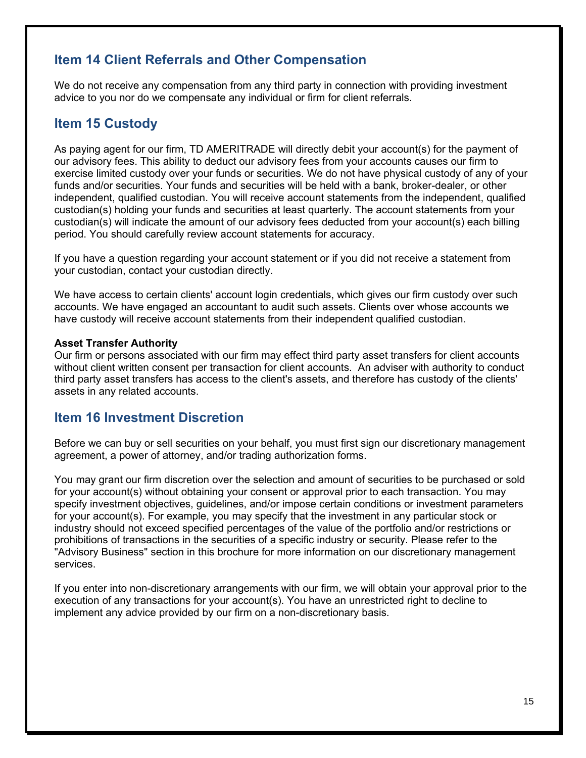## Item 14 Client Referrals and Other Compensation

We do not receive any compensation from any third party in connection with providing investment advice to you nor do we compensate any individual or firm for client referrals.

## Item 15 Custody

As paying agent for our firm, TD AMERITRADE will directly debit your account(s) for the payment of our advisory fees. This ability to deduct our advisory fees from your accounts causes our firm to exercise limited custody over your funds or securities. We do not have physical custody of any of your funds and/or securities. Your funds and securities will be held with a bank, broker-dealer, or other independent, qualified custodian. You will receive account statements from the independent, qualified custodian(s) holding your funds and securities at least quarterly. The account statements from your custodian(s) will indicate the amount of our advisory fees deducted from your account(s) each billing period. You should carefully review account statements for accuracy.

If you have a question regarding your account statement or if you did not receive a statement from your custodian, contact your custodian directly.

We have access to certain clients' account login credentials, which gives our firm custody over such accounts. We have engaged an accountant to audit such assets. Clients over whose accounts we have custody will receive account statements from their independent qualified custodian.

**Asset Transfer Authority**
Our firm or persons associated with our firm may effect third party asset transfers for client accounts without client written consent per transaction for client accounts. An adviser with authority to conduct third party asset transfers has access to the client's assets, and therefore has custody of the clients' assets in any related accounts.

## Item 16 Investment Discretion

Before we can buy or sell securities on your behalf, you must first sign our discretionary management agreement, a power of attorney, and/or trading authorization forms.

You may grant our firm discretion over the selection and amount of securities to be purchased or sold for your account(s) without obtaining your consent or approval prior to each transaction. You may specify investment objectives, guidelines, and/or impose certain conditions or investment parameters for your account(s). For example, you may specify that the investment in any particular stock or industry should not exceed specified percentages of the value of the portfolio and/or restrictions or prohibitions of transactions in the securities of a specific industry or security. Please refer to the "Advisory Business" section in this brochure for more information on our discretionary management services.

If you enter into non-discretionary arrangements with our firm, we will obtain your approval prior to the execution of any transactions for your account(s). You have an unrestricted right to decline to implement any advice provided by our firm on a non-discretionary basis.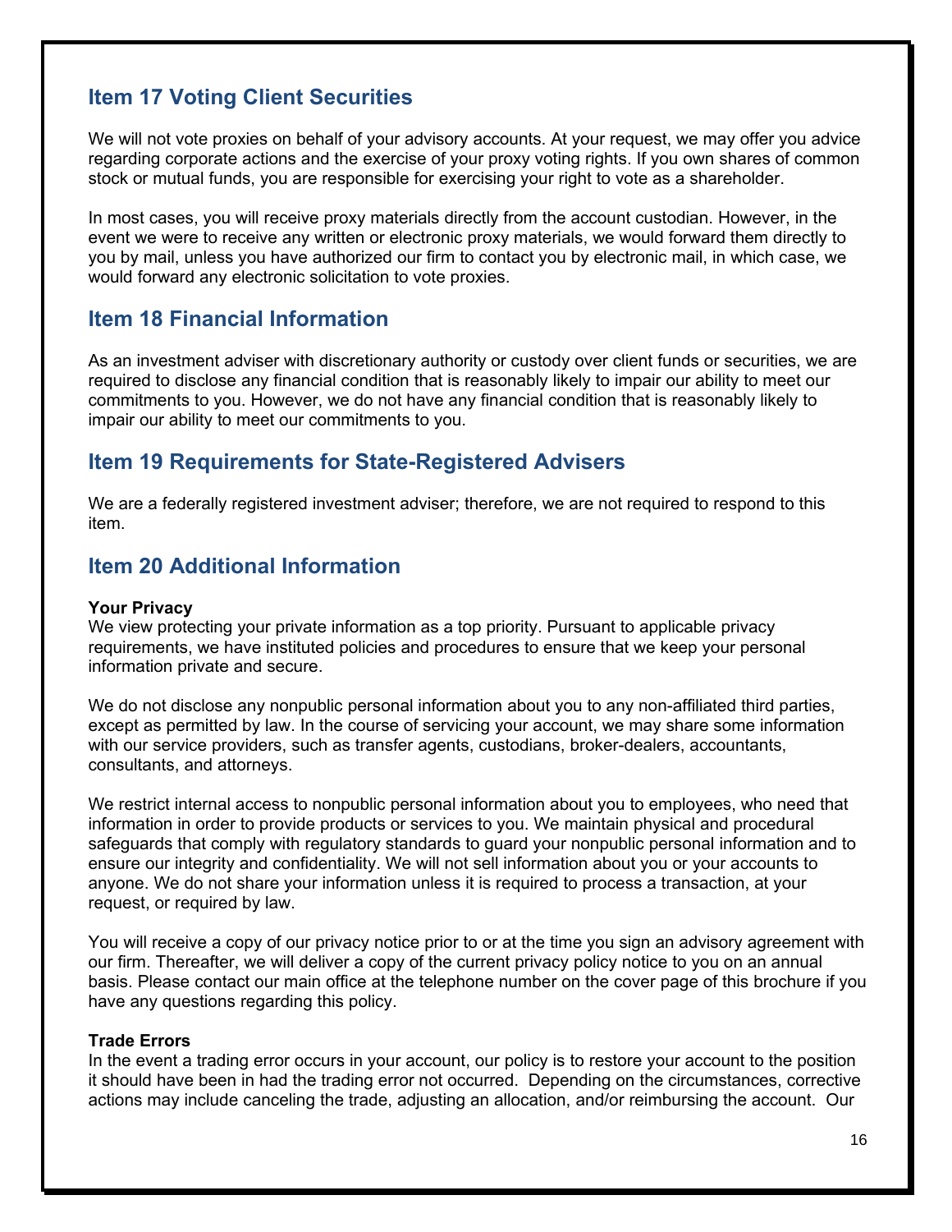## Item 17 Voting Client Securities

We will not vote proxies on behalf of your advisory accounts. At your request, we may offer you advice regarding corporate actions and the exercise of your proxy voting rights. If you own shares of common stock or mutual funds, you are responsible for exercising your right to vote as a shareholder.

In most cases, you will receive proxy materials directly from the account custodian. However, in the event we were to receive any written or electronic proxy materials, we would forward them directly to you by mail, unless you have authorized our firm to contact you by electronic mail, in which case, we would forward any electronic solicitation to vote proxies.

## Item 18 Financial Information

As an investment adviser with discretionary authority or custody over client funds or securities, we are required to disclose any financial condition that is reasonably likely to impair our ability to meet our commitments to you. However, we do not have any financial condition that is reasonably likely to impair our ability to meet our commitments to you.

## Item 19 Requirements for State-Registered Advisers

We are a federally registered investment adviser; therefore, we are not required to respond to this item.

## Item 20 Additional Information

**Your Privacy**
We view protecting your private information as a top priority. Pursuant to applicable privacy requirements, we have instituted policies and procedures to ensure that we keep your personal information private and secure.

We do not disclose any nonpublic personal information about you to any non-affiliated third parties, except as permitted by law. In the course of servicing your account, we may share some information with our service providers, such as transfer agents, custodians, broker-dealers, accountants, consultants, and attorneys.

We restrict internal access to nonpublic personal information about you to employees, who need that information in order to provide products or services to you. We maintain physical and procedural safeguards that comply with regulatory standards to guard your nonpublic personal information and to ensure our integrity and confidentiality. We will not sell information about you or your accounts to anyone. We do not share your information unless it is required to process a transaction, at your request, or required by law.

You will receive a copy of our privacy notice prior to or at the time you sign an advisory agreement with our firm. Thereafter, we will deliver a copy of the current privacy policy notice to you on an annual basis. Please contact our main office at the telephone number on the cover page of this brochure if you have any questions regarding this policy.

**Trade Errors**
In the event a trading error occurs in your account, our policy is to restore your account to the position it should have been in had the trading error not occurred. Depending on the circumstances, corrective actions may include canceling the trade, adjusting an allocation, and/or reimbursing the account. Our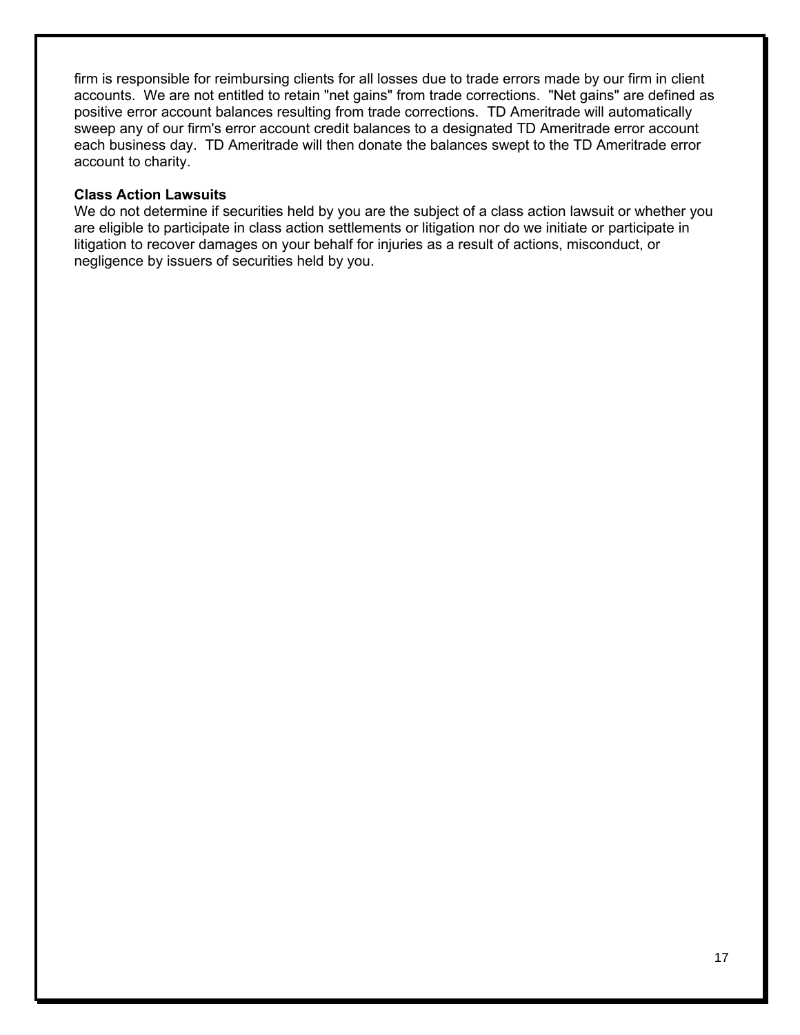firm is responsible for reimbursing clients for all losses due to trade errors made by our firm in client accounts. We are not entitled to retain "net gains" from trade corrections. "Net gains" are defined as positive error account balances resulting from trade corrections. TD Ameritrade will automatically sweep any of our firm's error account credit balances to a designated TD Ameritrade error account each business day. TD Ameritrade will then donate the balances swept to the TD Ameritrade error account to charity.

**Class Action Lawsuits**

We do not determine if securities held by you are the subject of a class action lawsuit or whether you are eligible to participate in class action settlements or litigation nor do we initiate or participate in litigation to recover damages on your behalf for injuries as a result of actions, misconduct, or negligence by issuers of securities held by you.